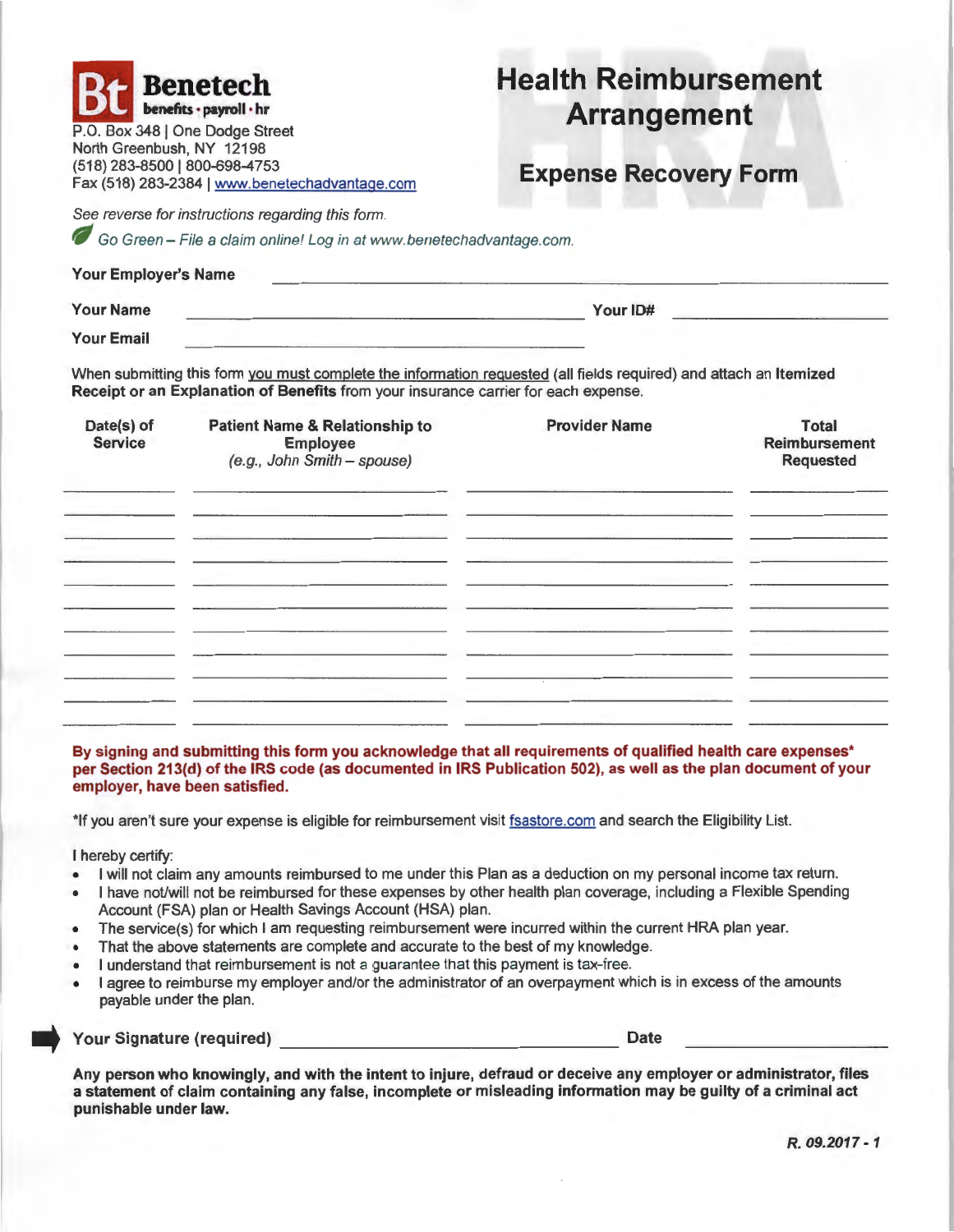**Benetech**
**benefits • payroll • hr**

P.O. Box 348 | One Dodge Street
North Greenbush, NY 12198
(518) 283-8500 | 800-698-4753
Fax (518) 283-2384 | www.benetechadvantage.com

# Health Reimbursement Arrangement

## Expense Recovery Form

*See reverse for instructions regarding this form.*

*Go Green – File a claim online! Log in at www.benetechadvantage.com.*

**Your Employer's Name** \_\_\_\_\_\_\_\_\_\_\_\_\_\_\_\_\_\_\_\_\_\_\_\_\_\_\_\_\_\_\_\_\_\_\_\_\_\_\_\_\_\_\_\_

**Your Name** \_\_\_\_\_\_\_\_\_\_\_\_\_\_\_\_\_\_\_\_\_\_\_\_\_\_\_\_\_\_\_\_ **Your ID#** \_\_\_\_\_\_\_\_\_\_\_\_\_\_\_\_

**Your Email** \_\_\_\_\_\_\_\_\_\_\_\_\_\_\_\_\_\_\_\_\_\_\_\_\_\_\_\_\_\_\_\_

When submitting this form you must complete the information requested (all fields required) and attach an **Itemized Receipt or an Explanation of Benefits** from your insurance carrier for each expense.

| Date(s) of Service | Patient Name & Relationship to Employee *(e.g., John Smith – spouse)* | Provider Name | Total Reimbursement Requested |
|---|---|---|---|
| | | | |
| | | | |
| | | | |
| | | | |
| | | | |
| | | | |
| | | | |
| | | | |
| | | | |
| | | | |

**By signing and submitting this form you acknowledge that all requirements of qualified health care expenses\* per Section 213(d) of the IRS code (as documented in IRS Publication 502), as well as the plan document of your employer, have been satisfied.**

\*If you aren't sure your expense is eligible for reimbursement visit fsastore.com and search the Eligibility List.

I hereby certify:

- I will not claim any amounts reimbursed to me under this Plan as a deduction on my personal income tax return.
- I have not/will not be reimbursed for these expenses by other health plan coverage, including a Flexible Spending Account (FSA) plan or Health Savings Account (HSA) plan.
- The service(s) for which I am requesting reimbursement were incurred within the current HRA plan year.
- That the above statements are complete and accurate to the best of my knowledge.
- I understand that reimbursement is not a guarantee that this payment is tax-free.
- I agree to reimburse my employer and/or the administrator of an overpayment which is in excess of the amounts payable under the plan.

**Your Signature (required)** \_\_\_\_\_\_\_\_\_\_\_\_\_\_\_\_\_\_\_\_\_\_\_\_\_\_\_\_\_\_\_\_ **Date** \_\_\_\_\_\_\_\_\_\_\_\_\_\_\_\_

**Any person who knowingly, and with the intent to injure, defraud or deceive any employer or administrator, files a statement of claim containing any false, incomplete or misleading information may be guilty of a criminal act punishable under law.**

***R. 09.2017 - 1***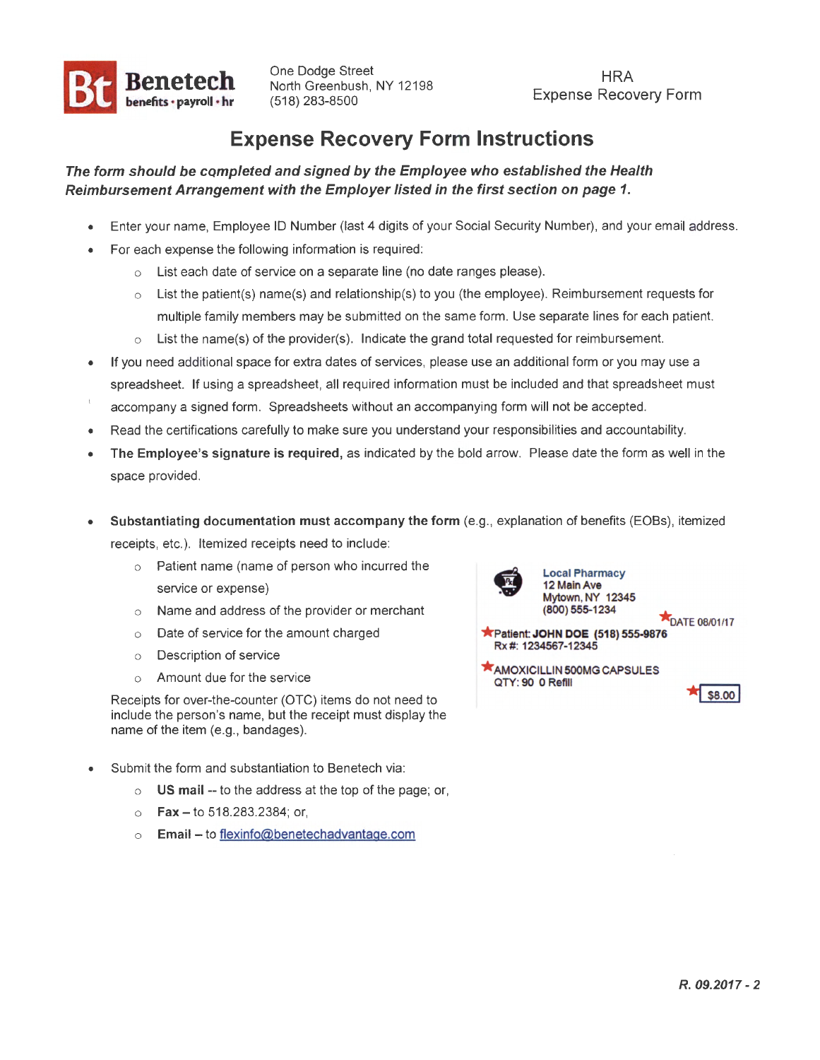Benetech
benefits • payroll • hr

One Dodge Street
North Greenbush, NY 12198
(518) 283-8500

HRA
Expense Recovery Form

# Expense Recovery Form Instructions

***The form should be completed and signed by the Employee who established the Health Reimbursement Arrangement with the Employer listed in the first section on page 1.***

- Enter your name, Employee ID Number (last 4 digits of your Social Security Number), and your email address.
- For each expense the following information is required:
  - List each date of service on a separate line (no date ranges please).
  - List the patient(s) name(s) and relationship(s) to you (the employee). Reimbursement requests for multiple family members may be submitted on the same form. Use separate lines for each patient.
  - List the name(s) of the provider(s). Indicate the grand total requested for reimbursement.
- If you need additional space for extra dates of services, please use an additional form or you may use a spreadsheet. If using a spreadsheet, all required information must be included and that spreadsheet must accompany a signed form. Spreadsheets without an accompanying form will not be accepted.
- Read the certifications carefully to make sure you understand your responsibilities and accountability.
- **The Employee's signature is required,** as indicated by the bold arrow. Please date the form as well in the space provided.
- **Substantiating documentation must accompany the form** (e.g., explanation of benefits (EOBs), itemized receipts, etc.). Itemized receipts need to include:
  - Patient name (name of person who incurred the service or expense)
  - Name and address of the provider or merchant
  - Date of service for the amount charged
  - Description of service
  - Amount due for the service

  Receipts for over-the-counter (OTC) items do not need to include the person's name, but the receipt must display the name of the item (e.g., bandages).

  Local Pharmacy
  12 Main Ave
  Mytown, NY 12345
  (800) 555-1234
  ★DATE 08/01/17
  ★Patient: **JOHN DOE (518) 555-9876**
  Rx #: 1234567-12345
  ★AMOXICILLIN 500MG CAPSULES
  QTY: 90 0 Refill
  ★ $8.00

- Submit the form and substantiation to Benetech via:
  - **US mail** -- to the address at the top of the page; or,
  - **Fax** – to 518.283.2384; or,
  - **Email** – to flexinfo@benetechadvantage.com

*R. 09.2017 - 2*